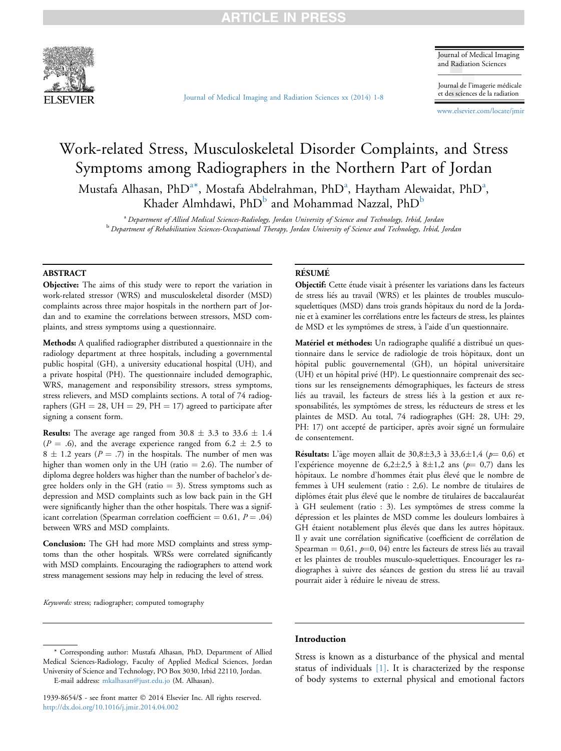# Work-related Stress, Musculoskeletal Disorder Complaints, and Stress Symptoms among Radiographers in the Northern Part of Jordan

Mustafa Alhasan, PhD[a*], Mostafa Abdelrahman, PhD[a], Haytham Alewaidat, PhD[a], Khader Almhdawi, PhD[b] and Mohammad Nazzal, PhD[b]

[a] *Department of Allied Medical Sciences-Radiology, Jordan University of Science and Technology, Irbid, Jordan*
[b] *Department of Rehabilitation Sciences-Occupational Therapy, Jordan University of Science and Technology, Irbid, Jordan*

## ABSTRACT

**Objective:** The aims of this study were to report the variation in work-related stressor (WRS) and musculoskeletal disorder (MSD) complaints across three major hospitals in the northern part of Jordan and to examine the correlations between stressors, MSD complaints, and stress symptoms using a questionnaire.

**Methods:** A qualified radiographer distributed a questionnaire in the radiology department at three hospitals, including a governmental public hospital (GH), a university educational hospital (UH), and a private hospital (PH). The questionnaire included demographic, WRS, management and responsibility stressors, stress symptoms, stress relievers, and MSD complaints sections. A total of 74 radiographers (GH = 28, UH = 29, PH = 17) agreed to participate after signing a consent form.

**Results:** The average age ranged from 30.8 ± 3.3 to 33.6 ± 1.4 ($P$ = .6), and the average experience ranged from 6.2 ± 2.5 to 8 ± 1.2 years ($P$ = .7) in the hospitals. The number of men was higher than women only in the UH (ratio = 2.6). The number of diploma degree holders was higher than the number of bachelor's degree holders only in the GH (ratio = 3). Stress symptoms such as depression and MSD complaints such as low back pain in the GH were significantly higher than the other hospitals. There was a significant correlation (Spearman correlation coefficient = 0.61, $P$ = .04) between WRS and MSD complaints.

**Conclusion:** The GH had more MSD complaints and stress symptoms than the other hospitals. WRSs were correlated significantly with MSD complaints. Encouraging the radiographers to attend work stress management sessions may help in reducing the level of stress.

*Keywords:* stress; radiographer; computed tomography

## RÉSUMÉ

**Objectif:** Cette étude visait à présenter les variations dans les facteurs de stress liés au travail (WRS) et les plaintes de troubles musculo-squelettiques (MSD) dans trois grands hôpitaux du nord de la Jordanie et à examiner les corrélations entre les facteurs de stress, les plaintes de MSD et les symptômes de stress, à l'aide d'un questionnaire.

**Matériel et méthodes:** Un radiographe qualifié a distribué un questionnaire dans le service de radiologie de trois hôpitaux, dont un hôpital public gouvernemental (GH), un hôpital universitaire (UH) et un hôpital privé (HP). Le questionnaire comprenait des sections sur les renseignements démographiques, les facteurs de stress liés au travail, les facteurs de stress liés à la gestion et aux responsabilités, les symptômes de stress, les réducteurs de stress et les plaintes de MSD. Au total, 74 radiographes (GH: 28, UH: 29, PH: 17) ont accepté de participer, après avoir signé un formulaire de consentement.

**Résultats:** L'âge moyen allait de 30,8±3,3 à 33,6±1,4 ($p$= 0,6) et l'expérience moyenne de 6,2±2,5 à 8±1,2 ans ($p$= 0,7) dans les hôpitaux. Le nombre d'hommes était plus élevé que le nombre de femmes à UH seulement (ratio : 2,6). Le nombre de titulaires de diplômes était plus élevé que le nombre de titulaires de baccalauréat à GH seulement (ratio : 3). Les symptômes de stress comme la dépression et les plaintes de MSD comme les douleurs lombaires à GH étaient notablement plus élevés que dans les autres hôpitaux. Il y avait une corrélation significative (coefficient de corrélation de Spearman = 0,61, $p$=0, 04) entre les facteurs de stress liés au travail et les plaintes de troubles musculo-squelettiques. Encourager les radiographes à suivre des séances de gestion du stress lié au travail pourrait aider à réduire le niveau de stress.

\* Corresponding author: Mustafa Alhasan, PhD, Department of Allied Medical Sciences-Radiology, Faculty of Applied Medical Sciences, Jordan University of Science and Technology, PO Box 3030, Irbid 22110, Jordan.
E-mail address: mkalhasan@just.edu.jo (M. Alhasan).

1939-8654/$ - see front matter © 2014 Elsevier Inc. All rights reserved.
http://dx.doi.org/10.1016/j.jmir.2014.04.002

## Introduction

Stress is known as a disturbance of the physical and mental status of individuals [1]. It is characterized by the response of body systems to external physical and emotional factors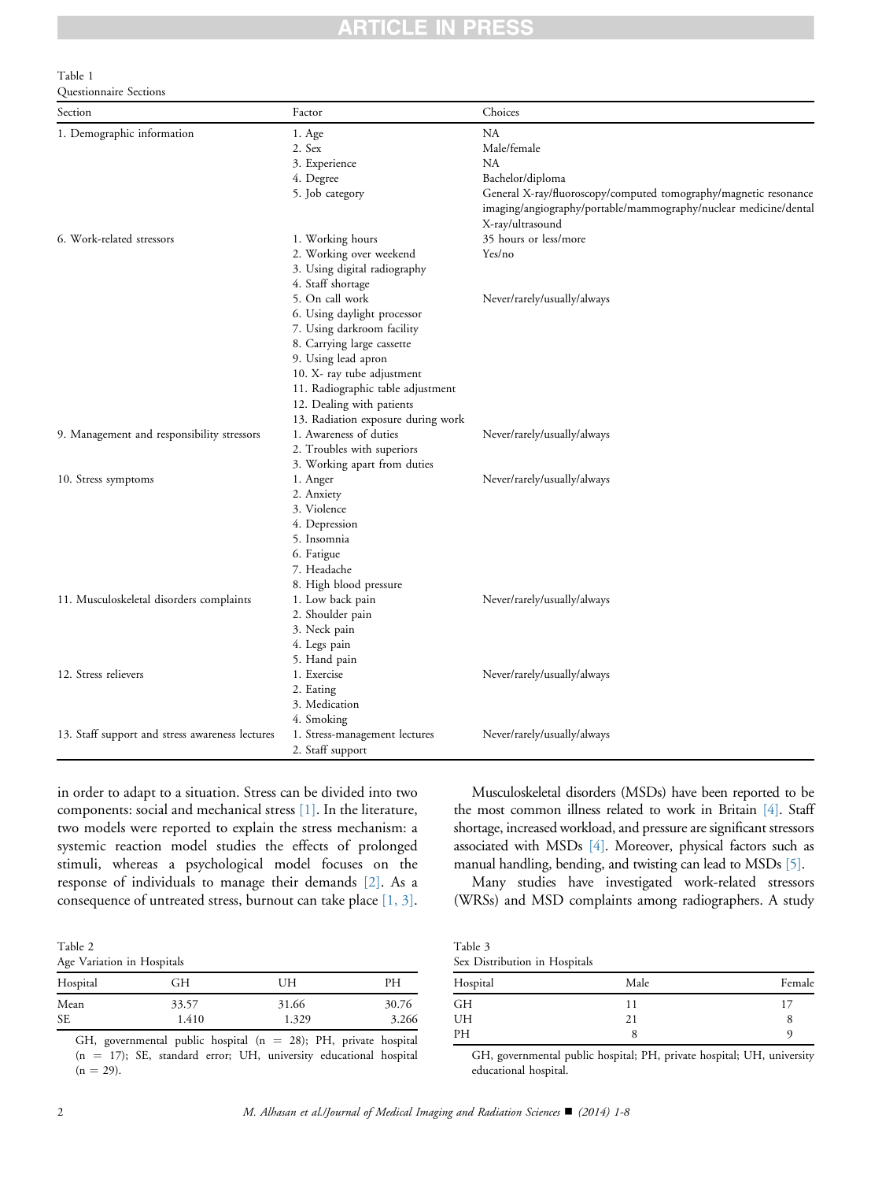Table 1
Questionnaire Sections

| Section | Factor | Choices |
|---|---|---|
| 1. Demographic information | 1. Age | NA |
| | 2. Sex | Male/female |
| | 3. Experience | NA |
| | 4. Degree | Bachelor/diploma |
| | 5. Job category | General X-ray/fluoroscopy/computed tomography/magnetic resonance imaging/angiography/portable/mammography/nuclear medicine/dental X-ray/ultrasound |
| 6. Work-related stressors | 1. Working hours | 35 hours or less/more |
| | 2. Working over weekend | Yes/no |
| | 3. Using digital radiography | |
| | 4. Staff shortage | |
| | 5. On call work | Never/rarely/usually/always |
| | 6. Using daylight processor | |
| | 7. Using darkroom facility | |
| | 8. Carrying large cassette | |
| | 9. Using lead apron | |
| | 10. X- ray tube adjustment | |
| | 11. Radiographic table adjustment | |
| | 12. Dealing with patients | |
| | 13. Radiation exposure during work | |
| 9. Management and responsibility stressors | 1. Awareness of duties | Never/rarely/usually/always |
| | 2. Troubles with superiors | |
| | 3. Working apart from duties | |
| 10. Stress symptoms | 1. Anger | Never/rarely/usually/always |
| | 2. Anxiety | |
| | 3. Violence | |
| | 4. Depression | |
| | 5. Insomnia | |
| | 6. Fatigue | |
| | 7. Headache | |
| | 8. High blood pressure | |
| 11. Musculoskeletal disorders complaints | 1. Low back pain | Never/rarely/usually/always |
| | 2. Shoulder pain | |
| | 3. Neck pain | |
| | 4. Legs pain | |
| | 5. Hand pain | |
| 12. Stress relievers | 1. Exercise | Never/rarely/usually/always |
| | 2. Eating | |
| | 3. Medication | |
| | 4. Smoking | |
| 13. Staff support and stress awareness lectures | 1. Stress-management lectures | Never/rarely/usually/always |
| | 2. Staff support | |

in order to adapt to a situation. Stress can be divided into two components: social and mechanical stress [1]. In the literature, two models were reported to explain the stress mechanism: a systemic reaction model studies the effects of prolonged stimuli, whereas a psychological model focuses on the response of individuals to manage their demands [2]. As a consequence of untreated stress, burnout can take place [1, 3].

Table 2
Age Variation in Hospitals

| Hospital | GH | UH | PH |
|---|---|---|---|
| Mean | 33.57 | 31.66 | 30.76 |
| SE | 1.410 | 1.329 | 3.266 |

GH, governmental public hospital (n = 28); PH, private hospital (n = 17); SE, standard error; UH, university educational hospital (n = 29).

Table 3
Sex Distribution in Hospitals

| Hospital | Male | Female |
|---|---|---|
| GH | 11 | 17 |
| UH | 21 | 8 |
| PH | 8 | 9 |

GH, governmental public hospital; PH, private hospital; UH, university educational hospital.

Musculoskeletal disorders (MSDs) have been reported to be the most common illness related to work in Britain [4]. Staff shortage, increased workload, and pressure are significant stressors associated with MSDs [4]. Moreover, physical factors such as manual handling, bending, and twisting can lead to MSDs [5].

Many studies have investigated work-related stressors (WRSs) and MSD complaints among radiographers. A study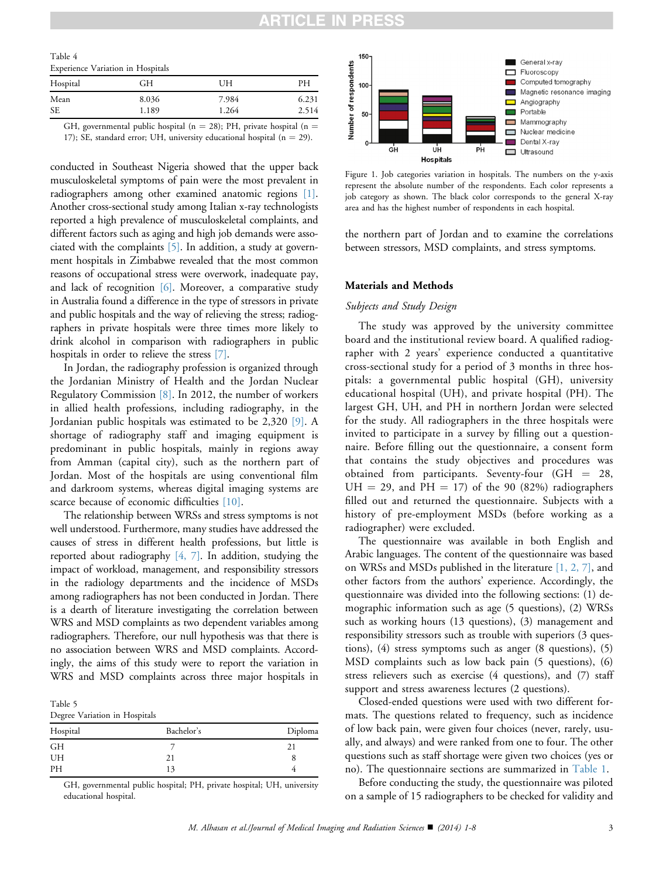Table 4
Experience Variation in Hospitals

| Hospital | GH | UH | PH |
|---|---|---|---|
| Mean | 8.036 | 7.984 | 6.231 |
| SE | 1.189 | 1.264 | 2.514 |

GH, governmental public hospital (n = 28); PH, private hospital (n = 17); SE, standard error; UH, university educational hospital (n = 29).

conducted in Southeast Nigeria showed that the upper back musculoskeletal symptoms of pain were the most prevalent in radiographers among other examined anatomic regions [1]. Another cross-sectional study among Italian x-ray technologists reported a high prevalence of musculoskeletal complaints, and different factors such as aging and high job demands were associated with the complaints [5]. In addition, a study at government hospitals in Zimbabwe revealed that the most common reasons of occupational stress were overwork, inadequate pay, and lack of recognition [6]. Moreover, a comparative study in Australia found a difference in the type of stressors in private and public hospitals and the way of relieving the stress; radiographers in private hospitals were three times more likely to drink alcohol in comparison with radiographers in public hospitals in order to relieve the stress [7].

In Jordan, the radiography profession is organized through the Jordanian Ministry of Health and the Jordan Nuclear Regulatory Commission [8]. In 2012, the number of workers in allied health professions, including radiography, in the Jordanian public hospitals was estimated to be 2,320 [9]. A shortage of radiography staff and imaging equipment is predominant in public hospitals, mainly in regions away from Amman (capital city), such as the northern part of Jordan. Most of the hospitals are using conventional film and darkroom systems, whereas digital imaging systems are scarce because of economic difficulties [10].

The relationship between WRSs and stress symptoms is not well understood. Furthermore, most studies have addressed the causes of stress in different health professions, but little is reported about radiography [4, 7]. In addition, studying the impact of workload, management, and responsibility stressors in the radiology departments and the incidence of MSDs among radiographers has not been conducted in Jordan. There is a dearth of literature investigating the correlation between WRS and MSD complaints as two dependent variables among radiographers. Therefore, our null hypothesis was that there is no association between WRS and MSD complaints. Accordingly, the aims of this study were to report the variation in WRS and MSD complaints across three major hospitals in the northern part of Jordan and to examine the correlations between stressors, MSD complaints, and stress symptoms.

Table 5
Degree Variation in Hospitals

| Hospital | Bachelor's | Diploma |
|---|---|---|
| GH | 7 | 21 |
| UH | 21 | 8 |
| PH | 13 | 4 |

GH, governmental public hospital; PH, private hospital; UH, university educational hospital.

Figure 1. Job categories variation in hospitals. The numbers on the y-axis represent the absolute number of the respondents. Each color represents a job category as shown. The black color corresponds to the general X-ray area and has the highest number of respondents in each hospital.

## Materials and Methods

### *Subjects and Study Design*

The study was approved by the university committee board and the institutional review board. A qualified radiographer with 2 years' experience conducted a quantitative cross-sectional study for a period of 3 months in three hospitals: a governmental public hospital (GH), university educational hospital (UH), and private hospital (PH). The largest GH, UH, and PH in northern Jordan were selected for the study. All radiographers in the three hospitals were invited to participate in a survey by filling out a questionnaire. Before filling out the questionnaire, a consent form that contains the study objectives and procedures was obtained from participants. Seventy-four (GH = 28, UH = 29, and PH = 17) of the 90 (82%) radiographers filled out and returned the questionnaire. Subjects with a history of pre-employment MSDs (before working as a radiographer) were excluded.

The questionnaire was available in both English and Arabic languages. The content of the questionnaire was based on WRSs and MSDs published in the literature [1, 2, 7], and other factors from the authors' experience. Accordingly, the questionnaire was divided into the following sections: (1) demographic information such as age (5 questions), (2) WRSs such as working hours (13 questions), (3) management and responsibility stressors such as trouble with superiors (3 questions), (4) stress symptoms such as anger (8 questions), (5) MSD complaints such as low back pain (5 questions), (6) stress relievers such as exercise (4 questions), and (7) staff support and stress awareness lectures (2 questions).

Closed-ended questions were used with two different formats. The questions related to frequency, such as incidence of low back pain, were given four choices (never, rarely, usually, and always) and were ranked from one to four. The other questions such as staff shortage were given two choices (yes or no). The questionnaire sections are summarized in Table 1.

Before conducting the study, the questionnaire was piloted on a sample of 15 radiographers to be checked for validity and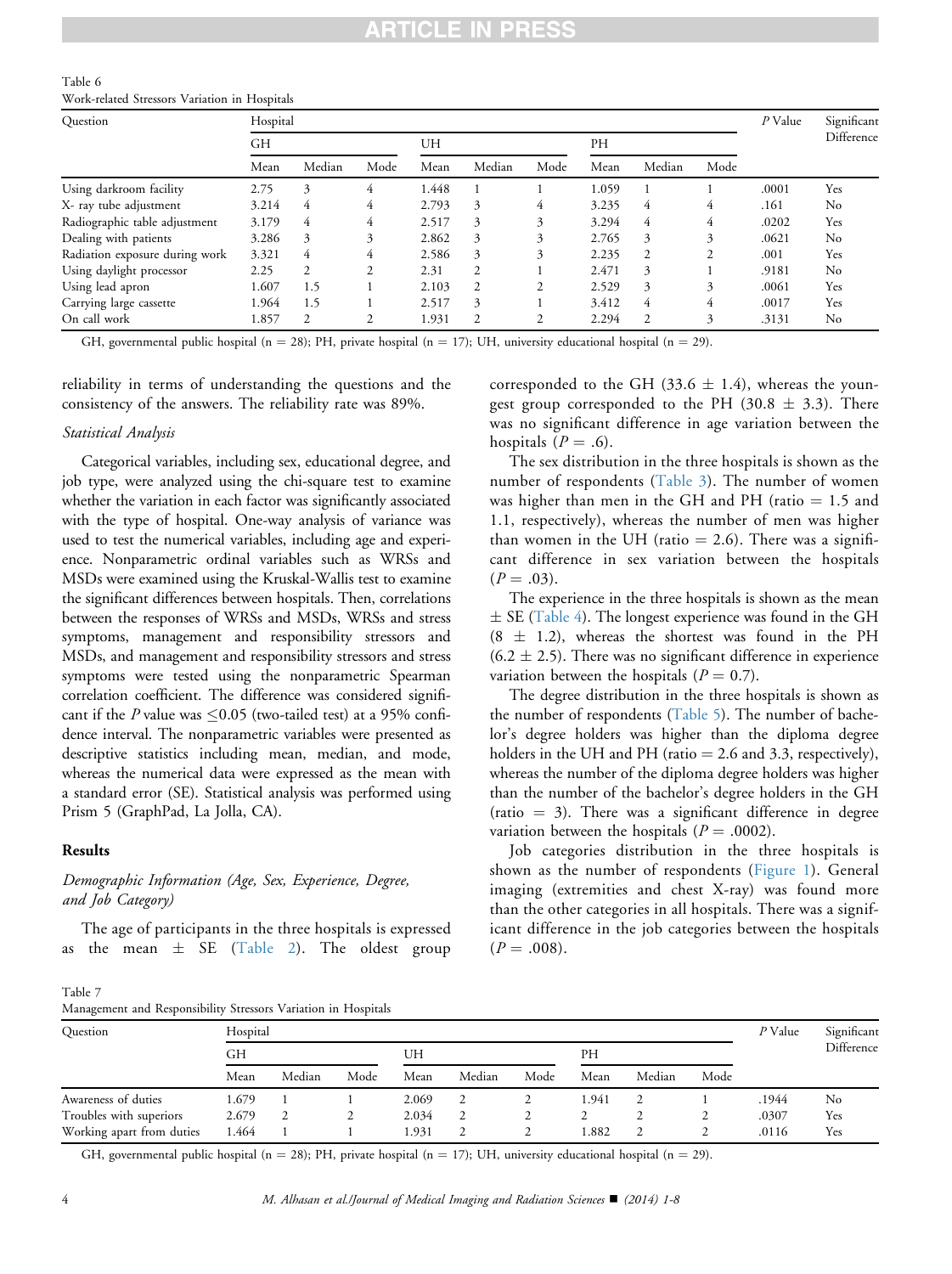Table 6
Work-related Stressors Variation in Hospitals

| Question | Hospital | | | | | | | | | P Value | Significant Difference |
|---|---|---|---|---|---|---|---|---|---|---|---|
| | GH | | | UH | | | PH | | | | |
| | Mean | Median | Mode | Mean | Median | Mode | Mean | Median | Mode | | |
| Using darkroom facility | 2.75 | 3 | 4 | 1.448 | 1 | 1 | 1.059 | 1 | 1 | .0001 | Yes |
| X- ray tube adjustment | 3.214 | 4 | 4 | 2.793 | 3 | 4 | 3.235 | 4 | 4 | .161 | No |
| Radiographic table adjustment | 3.179 | 4 | 4 | 2.517 | 3 | 3 | 3.294 | 4 | 4 | .0202 | Yes |
| Dealing with patients | 3.286 | 3 | 3 | 2.862 | 3 | 3 | 2.765 | 3 | 3 | .0621 | No |
| Radiation exposure during work | 3.321 | 4 | 4 | 2.586 | 3 | 3 | 2.235 | 2 | 2 | .001 | Yes |
| Using daylight processor | 2.25 | 2 | 2 | 2.31 | 2 | 1 | 2.471 | 3 | 1 | .9181 | No |
| Using lead apron | 1.607 | 1.5 | 1 | 2.103 | 2 | 2 | 2.529 | 3 | 3 | .0061 | Yes |
| Carrying large cassette | 1.964 | 1.5 | 1 | 2.517 | 3 | 1 | 3.412 | 4 | 4 | .0017 | Yes |
| On call work | 1.857 | 2 | 2 | 1.931 | 2 | 2 | 2.294 | 2 | 3 | .3131 | No |

GH, governmental public hospital (n = 28); PH, private hospital (n = 17); UH, university educational hospital (n = 29).

reliability in terms of understanding the questions and the consistency of the answers. The reliability rate was 89%.

*Statistical Analysis*

Categorical variables, including sex, educational degree, and job type, were analyzed using the chi-square test to examine whether the variation in each factor was significantly associated with the type of hospital. One-way analysis of variance was used to test the numerical variables, including age and experience. Nonparametric ordinal variables such as WRSs and MSDs were examined using the Kruskal-Wallis test to examine the significant differences between hospitals. Then, correlations between the responses of WRSs and MSDs, WRSs and stress symptoms, management and responsibility stressors and MSDs, and management and responsibility stressors and stress symptoms were tested using the nonparametric Spearman correlation coefficient. The difference was considered significant if the $P$ value was $\leq 0.05$ (two-tailed test) at a 95% confidence interval. The nonparametric variables were presented as descriptive statistics including mean, median, and mode, whereas the numerical data were expressed as the mean with a standard error (SE). Statistical analysis was performed using Prism 5 (GraphPad, La Jolla, CA).

## Results

*Demographic Information (Age, Sex, Experience, Degree, and Job Category)*

The age of participants in the three hospitals is expressed as the mean ± SE (Table 2). The oldest group corresponded to the GH (33.6 ± 1.4), whereas the youngest group corresponded to the PH (30.8 ± 3.3). There was no significant difference in age variation between the hospitals ($P = .6$).

The sex distribution in the three hospitals is shown as the number of respondents (Table 3). The number of women was higher than men in the GH and PH (ratio = 1.5 and 1.1, respectively), whereas the number of men was higher than women in the UH (ratio = 2.6). There was a significant difference in sex variation between the hospitals ($P = .03$).

The experience in the three hospitals is shown as the mean ± SE (Table 4). The longest experience was found in the GH (8 ± 1.2), whereas the shortest was found in the PH (6.2 ± 2.5). There was no significant difference in experience variation between the hospitals ($P = 0.7$).

The degree distribution in the three hospitals is shown as the number of respondents (Table 5). The number of bachelor's degree holders was higher than the diploma degree holders in the UH and PH (ratio = 2.6 and 3.3, respectively), whereas the number of the diploma degree holders was higher than the number of the bachelor's degree holders in the GH (ratio = 3). There was a significant difference in degree variation between the hospitals ($P = .0002$).

Job categories distribution in the three hospitals is shown as the number of respondents (Figure 1). General imaging (extremities and chest X-ray) was found more than the other categories in all hospitals. There was a significant difference in the job categories between the hospitals ($P = .008$).

Table 7
Management and Responsibility Stressors Variation in Hospitals

| Question | Hospital | | | | | | | | | P Value | Significant Difference |
|---|---|---|---|---|---|---|---|---|---|---|---|
| | GH | | | UH | | | PH | | | | |
| | Mean | Median | Mode | Mean | Median | Mode | Mean | Median | Mode | | |
| Awareness of duties | 1.679 | 1 | 1 | 2.069 | 2 | 2 | 1.941 | 2 | 1 | .1944 | No |
| Troubles with superiors | 2.679 | 2 | 2 | 2.034 | 2 | 2 | 2 | 2 | 2 | .0307 | Yes |
| Working apart from duties | 1.464 | 1 | 1 | 1.931 | 2 | 2 | 1.882 | 2 | 2 | .0116 | Yes |

GH, governmental public hospital (n = 28); PH, private hospital (n = 17); UH, university educational hospital (n = 29).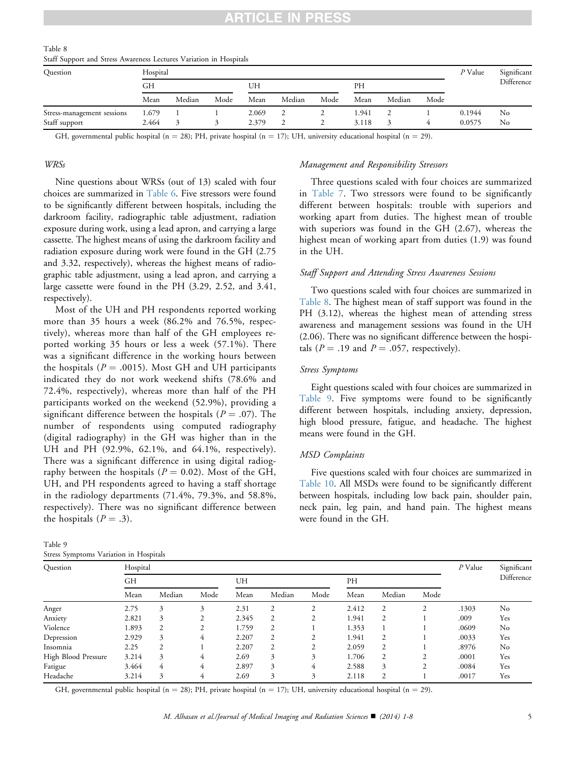Table 8
Staff Support and Stress Awareness Lectures Variation in Hospitals

| Question | Hospital | | | | | | | | | P Value | Significant Difference |
|---|---|---|---|---|---|---|---|---|---|---|---|
| | GH | | | UH | | | PH | | | | |
| | Mean | Median | Mode | Mean | Median | Mode | Mean | Median | Mode | | |
| Stress-management sessions | 1.679 | 1 | 1 | 2.069 | 2 | 2 | 1.941 | 2 | 1 | 0.1944 | No |
| Staff support | 2.464 | 3 | 3 | 2.379 | 2 | 2 | 3.118 | 3 | 4 | 0.0575 | No |

GH, governmental public hospital (n = 28); PH, private hospital (n = 17); UH, university educational hospital (n = 29).

### WRSs

Nine questions about WRSs (out of 13) scaled with four choices are summarized in Table 6. Five stressors were found to be significantly different between hospitals, including the darkroom facility, radiographic table adjustment, radiation exposure during work, using a lead apron, and carrying a large cassette. The highest means of using the darkroom facility and radiation exposure during work were found in the GH (2.75 and 3.32, respectively), whereas the highest means of radiographic table adjustment, using a lead apron, and carrying a large cassette were found in the PH (3.29, 2.52, and 3.41, respectively).

Most of the UH and PH respondents reported working more than 35 hours a week (86.2% and 76.5%, respectively), whereas more than half of the GH employees reported working 35 hours or less a week (57.1%). There was a significant difference in the working hours between the hospitals ($P = .0015$). Most GH and UH participants indicated they do not work weekend shifts (78.6% and 72.4%, respectively), whereas more than half of the PH participants worked on the weekend (52.9%), providing a significant difference between the hospitals ($P = .07$). The number of respondents using computed radiography (digital radiography) in the GH was higher than in the UH and PH (92.9%, 62.1%, and 64.1%, respectively). There was a significant difference in using digital radiography between the hospitals ($P = 0.02$). Most of the GH, UH, and PH respondents agreed to having a staff shortage in the radiology departments (71.4%, 79.3%, and 58.8%, respectively). There was no significant difference between the hospitals ($P = .3$).

### Management and Responsibility Stressors

Three questions scaled with four choices are summarized in Table 7. Two stressors were found to be significantly different between hospitals: trouble with superiors and working apart from duties. The highest mean of trouble with superiors was found in the GH (2.67), whereas the highest mean of working apart from duties (1.9) was found in the UH.

### Staff Support and Attending Stress Awareness Sessions

Two questions scaled with four choices are summarized in Table 8. The highest mean of staff support was found in the PH (3.12), whereas the highest mean of attending stress awareness and management sessions was found in the UH (2.06). There was no significant difference between the hospitals ($P = .19$ and $P = .057$, respectively).

### Stress Symptoms

Eight questions scaled with four choices are summarized in Table 9. Five symptoms were found to be significantly different between hospitals, including anxiety, depression, high blood pressure, fatigue, and headache. The highest means were found in the GH.

### MSD Complaints

Five questions scaled with four choices are summarized in Table 10. All MSDs were found to be significantly different between hospitals, including low back pain, shoulder pain, neck pain, leg pain, and hand pain. The highest means were found in the GH.

Table 9
Stress Symptoms Variation in Hospitals

| Question | Hospital | | | | | | | | | P Value | Significant Difference |
|---|---|---|---|---|---|---|---|---|---|---|---|
| | GH | | | UH | | | PH | | | | |
| | Mean | Median | Mode | Mean | Median | Mode | Mean | Median | Mode | | |
| Anger | 2.75 | 3 | 3 | 2.31 | 2 | 2 | 2.412 | 2 | 2 | .1303 | No |
| Anxiety | 2.821 | 3 | 2 | 2.345 | 2 | 2 | 1.941 | 2 | 1 | .009 | Yes |
| Violence | 1.893 | 2 | 2 | 1.759 | 2 | 1 | 1.353 | 1 | 1 | .0609 | No |
| Depression | 2.929 | 3 | 4 | 2.207 | 2 | 2 | 1.941 | 2 | 1 | .0033 | Yes |
| Insomnia | 2.25 | 2 | 1 | 2.207 | 2 | 2 | 2.059 | 2 | 1 | .8976 | No |
| High Blood Pressure | 3.214 | 3 | 4 | 2.69 | 3 | 3 | 1.706 | 2 | 2 | .0001 | Yes |
| Fatigue | 3.464 | 4 | 4 | 2.897 | 3 | 4 | 2.588 | 3 | 2 | .0084 | Yes |
| Headache | 3.214 | 3 | 4 | 2.69 | 3 | 3 | 2.118 | 2 | 1 | .0017 | Yes |

GH, governmental public hospital (n = 28); PH, private hospital (n = 17); UH, university educational hospital (n = 29).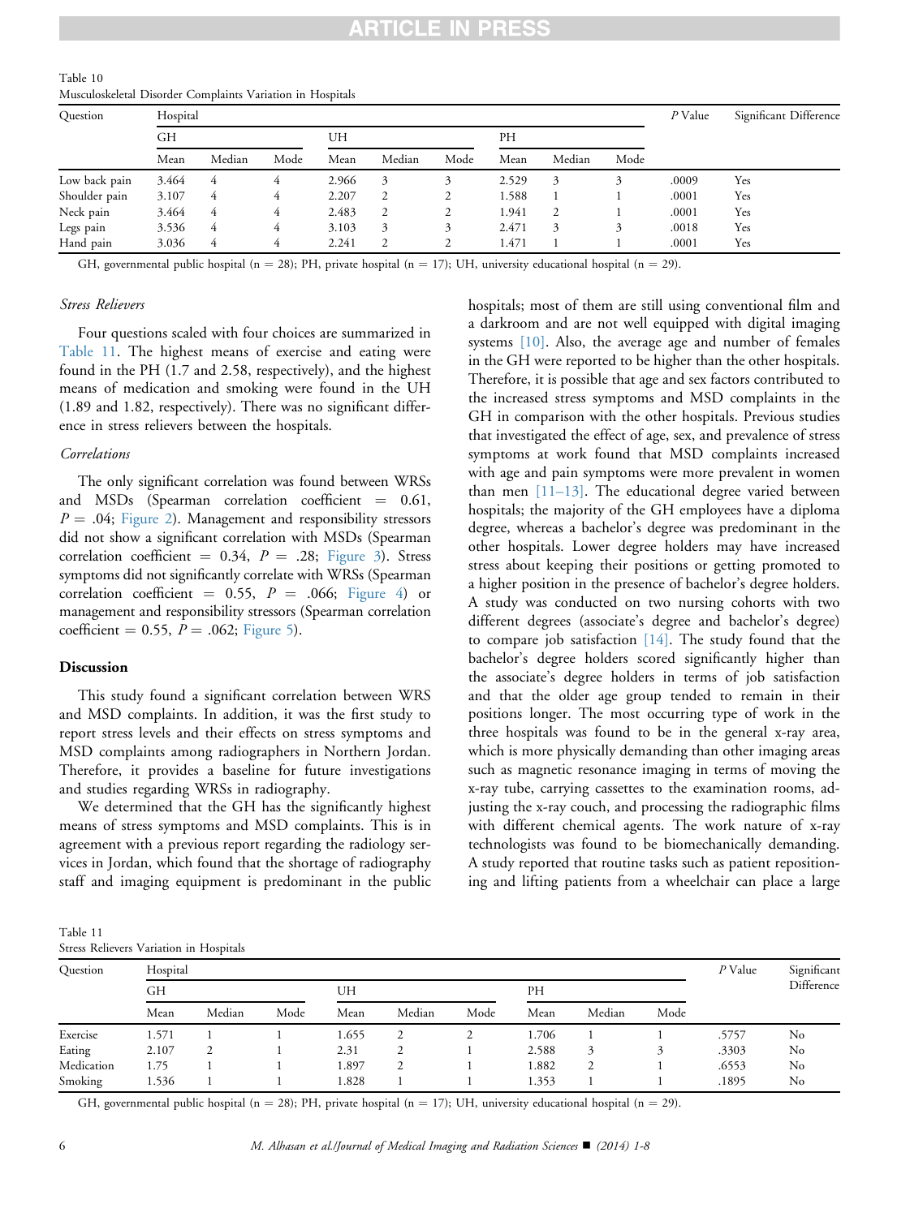Table 10
Musculoskeletal Disorder Complaints Variation in Hospitals

| Question | Hospital | | | | | | | | | P Value | Significant Difference |
|---|---|---|---|---|---|---|---|---|---|---|---|
| | GH | | | UH | | | PH | | | | |
| | Mean | Median | Mode | Mean | Median | Mode | Mean | Median | Mode | | |
| Low back pain | 3.464 | 4 | 4 | 2.966 | 3 | 3 | 2.529 | 3 | 3 | .0009 | Yes |
| Shoulder pain | 3.107 | 4 | 4 | 2.207 | 2 | 2 | 1.588 | 1 | 1 | .0001 | Yes |
| Neck pain | 3.464 | 4 | 4 | 2.483 | 2 | 2 | 1.941 | 2 | 1 | .0001 | Yes |
| Legs pain | 3.536 | 4 | 4 | 3.103 | 3 | 3 | 2.471 | 3 | 3 | .0018 | Yes |
| Hand pain | 3.036 | 4 | 4 | 2.241 | 2 | 2 | 1.471 | 1 | 1 | .0001 | Yes |

GH, governmental public hospital (n = 28); PH, private hospital (n = 17); UH, university educational hospital (n = 29).

*Stress Relievers*

Four questions scaled with four choices are summarized in Table 11. The highest means of exercise and eating were found in the PH (1.7 and 2.58, respectively), and the highest means of medication and smoking were found in the UH (1.89 and 1.82, respectively). There was no significant difference in stress relievers between the hospitals.

*Correlations*

The only significant correlation was found between WRSs and MSDs (Spearman correlation coefficient = 0.61, $P = .04$; Figure 2). Management and responsibility stressors did not show a significant correlation with MSDs (Spearman correlation coefficient = 0.34, $P = .28$; Figure 3). Stress symptoms did not significantly correlate with WRSs (Spearman correlation coefficient = 0.55, $P = .066$; Figure 4) or management and responsibility stressors (Spearman correlation coefficient = 0.55, $P = .062$; Figure 5).

## Discussion

This study found a significant correlation between WRS and MSD complaints. In addition, it was the first study to report stress levels and their effects on stress symptoms and MSD complaints among radiographers in Northern Jordan. Therefore, it provides a baseline for future investigations and studies regarding WRSs in radiography.

We determined that the GH has the significantly highest means of stress symptoms and MSD complaints. This is in agreement with a previous report regarding the radiology services in Jordan, which found that the shortage of radiography staff and imaging equipment is predominant in the public hospitals; most of them are still using conventional film and a darkroom and are not well equipped with digital imaging systems [10]. Also, the average age and number of females in the GH were reported to be higher than the other hospitals. Therefore, it is possible that age and sex factors contributed to the increased stress symptoms and MSD complaints in the GH in comparison with the other hospitals. Previous studies that investigated the effect of age, sex, and prevalence of stress symptoms at work found that MSD complaints increased with age and pain symptoms were more prevalent in women than men [11–13]. The educational degree varied between hospitals; the majority of the GH employees have a diploma degree, whereas a bachelor's degree was predominant in the other hospitals. Lower degree holders may have increased stress about keeping their positions or getting promoted to a higher position in the presence of bachelor's degree holders. A study was conducted on two nursing cohorts with two different degrees (associate's degree and bachelor's degree) to compare job satisfaction [14]. The study found that the bachelor's degree holders scored significantly higher than the associate's degree holders in terms of job satisfaction and that the older age group tended to remain in their positions longer. The most occurring type of work in the three hospitals was found to be in the general x-ray area, which is more physically demanding than other imaging areas such as magnetic resonance imaging in terms of moving the x-ray tube, carrying cassettes to the examination rooms, adjusting the x-ray couch, and processing the radiographic films with different chemical agents. The work nature of x-ray technologists was found to be biomechanically demanding. A study reported that routine tasks such as patient repositioning and lifting patients from a wheelchair can place a large

Table 11
Stress Relievers Variation in Hospitals

| Question | Hospital | | | | | | | | | P Value | Significant Difference |
|---|---|---|---|---|---|---|---|---|---|---|---|
| | GH | | | UH | | | PH | | | | |
| | Mean | Median | Mode | Mean | Median | Mode | Mean | Median | Mode | | |
| Exercise | 1.571 | 1 | 1 | 1.655 | 2 | 2 | 1.706 | 1 | 1 | .5757 | No |
| Eating | 2.107 | 2 | 1 | 2.31 | 2 | 1 | 2.588 | 3 | 3 | .3303 | No |
| Medication | 1.75 | 1 | 1 | 1.897 | 2 | 1 | 1.882 | 2 | 1 | .6553 | No |
| Smoking | 1.536 | 1 | 1 | 1.828 | 1 | 1 | 1.353 | 1 | 1 | .1895 | No |

GH, governmental public hospital (n = 28); PH, private hospital (n = 17); UH, university educational hospital (n = 29).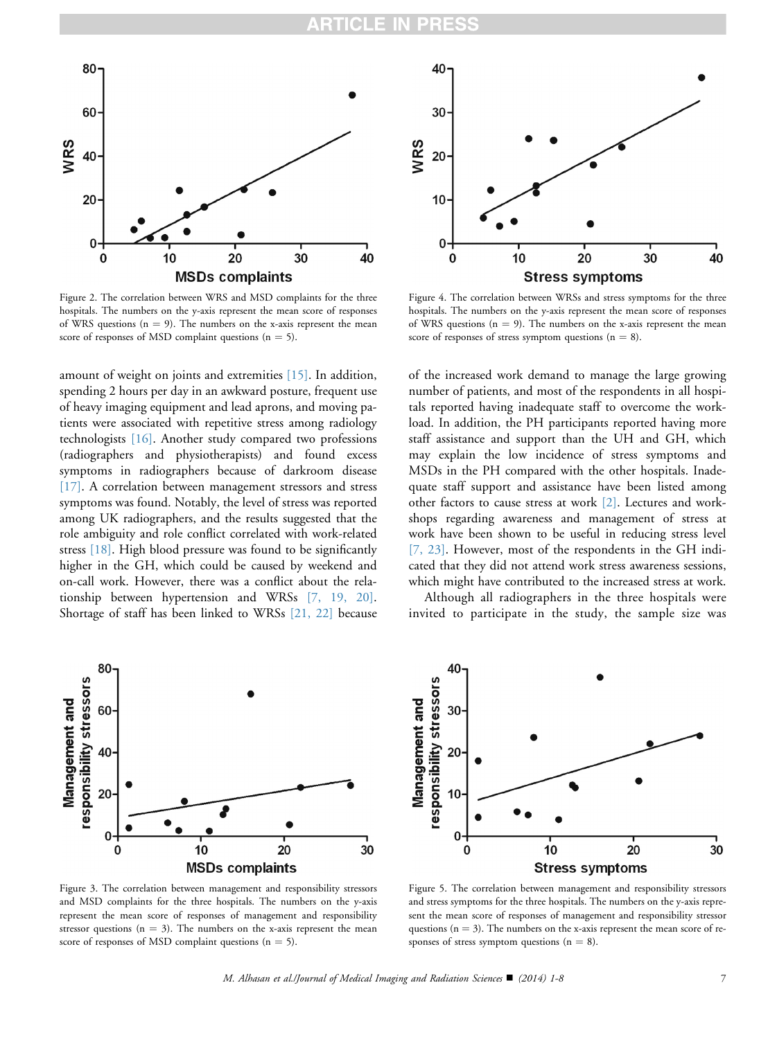Figure 2. The correlation between WRS and MSD complaints for the three hospitals. The numbers on the y-axis represent the mean score of responses of WRS questions (n = 9). The numbers on the x-axis represent the mean score of responses of MSD complaint questions (n = 5).

Figure 4. The correlation between WRSs and stress symptoms for the three hospitals. The numbers on the y-axis represent the mean score of responses of WRS questions (n = 9). The numbers on the x-axis represent the mean score of responses of stress symptom questions (n = 8).

amount of weight on joints and extremities [15]. In addition, spending 2 hours per day in an awkward posture, frequent use of heavy imaging equipment and lead aprons, and moving patients were associated with repetitive stress among radiology technologists [16]. Another study compared two professions (radiographers and physiotherapists) and found excess symptoms in radiographers because of darkroom disease [17]. A correlation between management stressors and stress symptoms was found. Notably, the level of stress was reported among UK radiographers, and the results suggested that the role ambiguity and role conflict correlated with work-related stress [18]. High blood pressure was found to be significantly higher in the GH, which could be caused by weekend and on-call work. However, there was a conflict about the relationship between hypertension and WRSs [7, 19, 20]. Shortage of staff has been linked to WRSs [21, 22] because of the increased work demand to manage the large growing number of patients, and most of the respondents in all hospitals reported having inadequate staff to overcome the workload. In addition, the PH participants reported having more staff assistance and support than the UH and GH, which may explain the low incidence of stress symptoms and MSDs in the PH compared with the other hospitals. Inadequate staff support and assistance have been listed among other factors to cause stress at work [2]. Lectures and workshops regarding awareness and management of stress at work have been shown to be useful in reducing stress level [7, 23]. However, most of the respondents in the GH indicated that they did not attend work stress awareness sessions, which might have contributed to the increased stress at work.

Although all radiographers in the three hospitals were invited to participate in the study, the sample size was

Figure 3. The correlation between management and responsibility stressors and MSD complaints for the three hospitals. The numbers on the y-axis represent the mean score of responses of management and responsibility stressor questions (n = 3). The numbers on the x-axis represent the mean score of responses of MSD complaint questions (n = 5).

Figure 5. The correlation between management and responsibility stressors and stress symptoms for the three hospitals. The numbers on the y-axis represent the mean score of responses of management and responsibility stressor questions (n = 3). The numbers on the x-axis represent the mean score of responses of stress symptom questions (n = 8).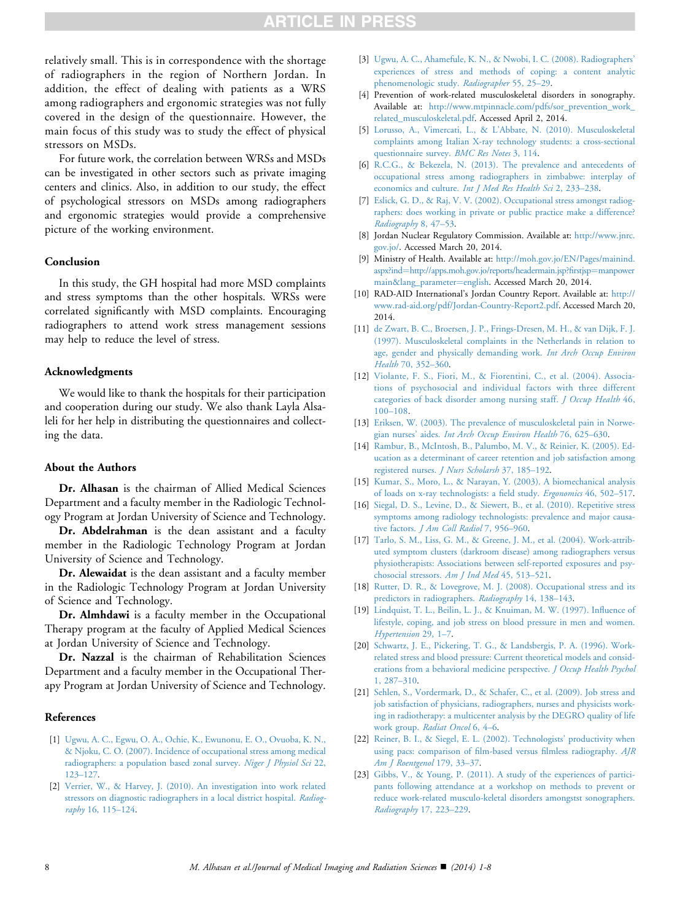relatively small. This is in correspondence with the shortage of radiographers in the region of Northern Jordan. In addition, the effect of dealing with patients as a WRS among radiographers and ergonomic strategies was not fully covered in the design of the questionnaire. However, the main focus of this study was to study the effect of physical stressors on MSDs.

For future work, the correlation between WRSs and MSDs can be investigated in other sectors such as private imaging centers and clinics. Also, in addition to our study, the effect of psychological stressors on MSDs among radiographers and ergonomic strategies would provide a comprehensive picture of the working environment.

## Conclusion

In this study, the GH hospital had more MSD complaints and stress symptoms than the other hospitals. WRSs were correlated significantly with MSD complaints. Encouraging radiographers to attend work stress management sessions may help to reduce the level of stress.

## Acknowledgments

We would like to thank the hospitals for their participation and cooperation during our study. We also thank Layla Alsaleli for her help in distributing the questionnaires and collecting the data.

## About the Authors

**Dr. Alhasan** is the chairman of Allied Medical Sciences Department and a faculty member in the Radiologic Technology Program at Jordan University of Science and Technology.

**Dr. Abdelrahman** is the dean assistant and a faculty member in the Radiologic Technology Program at Jordan University of Science and Technology.

**Dr. Alewaidat** is the dean assistant and a faculty member in the Radiologic Technology Program at Jordan University of Science and Technology.

**Dr. Almhdawi** is a faculty member in the Occupational Therapy program at the faculty of Applied Medical Sciences at Jordan University of Science and Technology.

**Dr. Nazzal** is the chairman of Rehabilitation Sciences Department and a faculty member in the Occupational Therapy Program at Jordan University of Science and Technology.

## References

[1] Ugwu, A. C., Egwu, O. A., Ochie, K., Ewunonu, E. O., Ovuoba, K. N., & Njoku, C. O. (2007). Incidence of occupational stress among medical radiographers: a population based zonal survey. *Niger J Physiol Sci* 22, 123–127.

[2] Verrier, W., & Harvey, J. (2010). An investigation into work related stressors on diagnostic radiographers in a local district hospital. *Radiography* 16, 115–124.

[3] Ugwu, A. C., Ahamefule, K. N., & Nwobi, I. C. (2008). Radiographers' experiences of stress and methods of coping: a content analytic phenomenologic study. *Radiographer* 55, 25–29.

[4] Prevention of work-related musculoskeletal disorders in sonography. Available at: http://www.mtpinnacle.com/pdfs/sor_prevention_work_related_musculoskeletal.pdf. Accessed April 2, 2014.

[5] Lorusso, A., Vimercati, L., & L'Abbate, N. (2010). Musculoskeletal complaints among Italian X-ray technology students: a cross-sectional questionnaire survey. *BMC Res Notes* 3, 114.

[6] R.C.G., & Bekezela, N. (2013). The prevalence and antecedents of occupational stress among radiographers in zimbabwe: interplay of economics and culture. *Int J Med Res Health Sci* 2, 233–238.

[7] Eslick, G. D., & Raj, V. V. (2002). Occupational stress amongst radiographers: does working in private or public practice make a difference? *Radiography* 8, 47–53.

[8] Jordan Nuclear Regulatory Commission. Available at: http://www.jnrc.gov.jo/. Accessed March 20, 2014.

[9] Ministry of Health. Available at: http://moh.gov.jo/EN/Pages/mainind.aspx?ind=http://apps.moh.gov.jo/reports/headermain.jsp?firstjsp=manpowermain&lang_parameter=english. Accessed March 20, 2014.

[10] RAD-AID International's Jordan Country Report. Available at: http://www.rad-aid.org/pdf/Jordan-Country-Report2.pdf. Accessed March 20, 2014.

[11] de Zwart, B. C., Broersen, J. P., Frings-Dresen, M. H., & van Dijk, F. J. (1997). Musculoskeletal complaints in the Netherlands in relation to age, gender and physically demanding work. *Int Arch Occup Environ Health* 70, 352–360.

[12] Violante, F. S., Fiori, M., & Fiorentini, C., et al. (2004). Associations of psychosocial and individual factors with three different categories of back disorder among nursing staff. *J Occup Health* 46, 100–108.

[13] Eriksen, W. (2003). The prevalence of musculoskeletal pain in Norwegian nurses' aides. *Int Arch Occup Environ Health* 76, 625–630.

[14] Rambur, B., McIntosh, B., Palumbo, M. V., & Reinier, K. (2005). Education as a determinant of career retention and job satisfaction among registered nurses. *J Nurs Scholarsh* 37, 185–192.

[15] Kumar, S., Moro, L., & Narayan, Y. (2003). A biomechanical analysis of loads on x-ray technologists: a field study. *Ergonomics* 46, 502–517.

[16] Siegal, D. S., Levine, D., & Siewert, B., et al. (2010). Repetitive stress symptoms among radiology technologists: prevalence and major causative factors. *J Am Coll Radiol* 7, 956–960.

[17] Tarlo, S. M., Liss, G. M., & Greene, J. M., et al. (2004). Work-attributed symptom clusters (darkroom disease) among radiographers versus physiotherapists: Associations between self-reported exposures and psychosocial stressors. *Am J Ind Med* 45, 513–521.

[18] Rutter, D. R., & Lovegrove, M. J. (2008). Occupational stress and its predictors in radiographers. *Radiography* 14, 138–143.

[19] Lindquist, T. L., Beilin, L. J., & Knuiman, M. W. (1997). Influence of lifestyle, coping, and job stress on blood pressure in men and women. *Hypertension* 29, 1–7.

[20] Schwartz, J. E., Pickering, T. G., & Landsbergis, P. A. (1996). Work-related stress and blood pressure: Current theoretical models and considerations from a behavioral medicine perspective. *J Occup Health Psychol* 1, 287–310.

[21] Sehlen, S., Vordermark, D., & Schafer, C., et al. (2009). Job stress and job satisfaction of physicians, radiographers, nurses and physicists working in radiotherapy: a multicenter analysis by the DEGRO quality of life work group. *Radiat Oncol* 6, 4–6.

[22] Reiner, B. I., & Siegel, E. L. (2002). Technologists' productivity when using pacs: comparison of film-based versus filmless radiography. *AJR Am J Roentgenol* 179, 33–37.

[23] Gibbs, V., & Young, P. (2011). A study of the experiences of participants following attendance at a workshop on methods to prevent or reduce work-related musculo-keletal disorders amongstst sonographers. *Radiography* 17, 223–229.